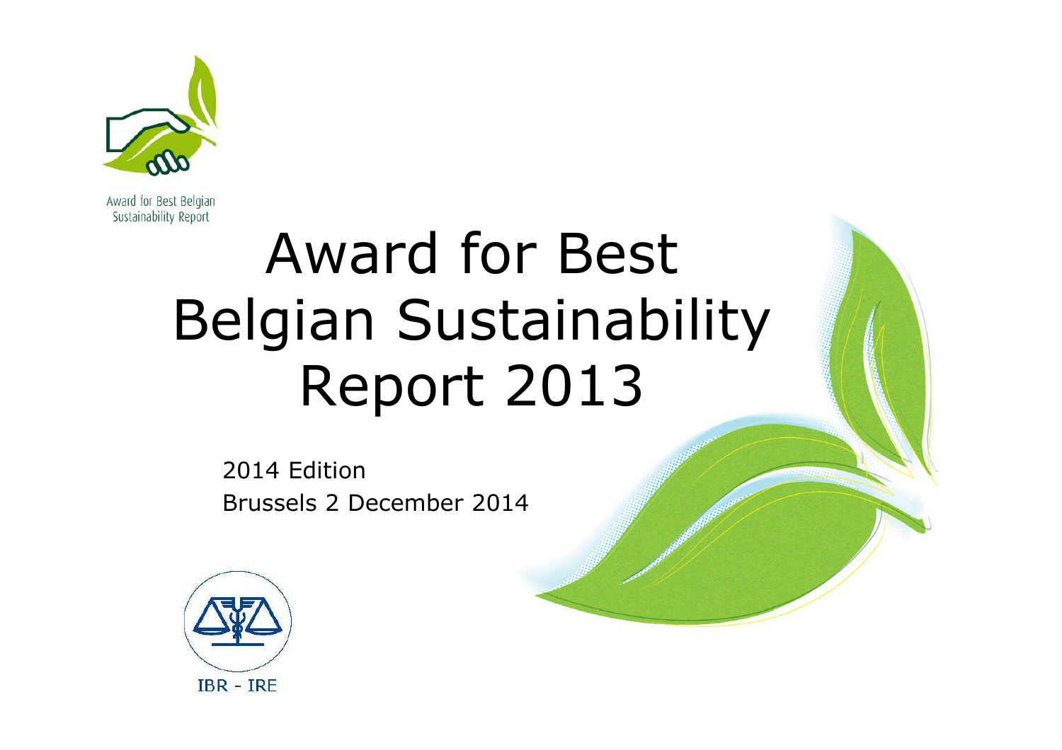Award for Best Belgian Sustainability Report

# Award for Best Belgian Sustainability Report 2013

2014 Edition

Brussels 2 December 2014

IBR - IRE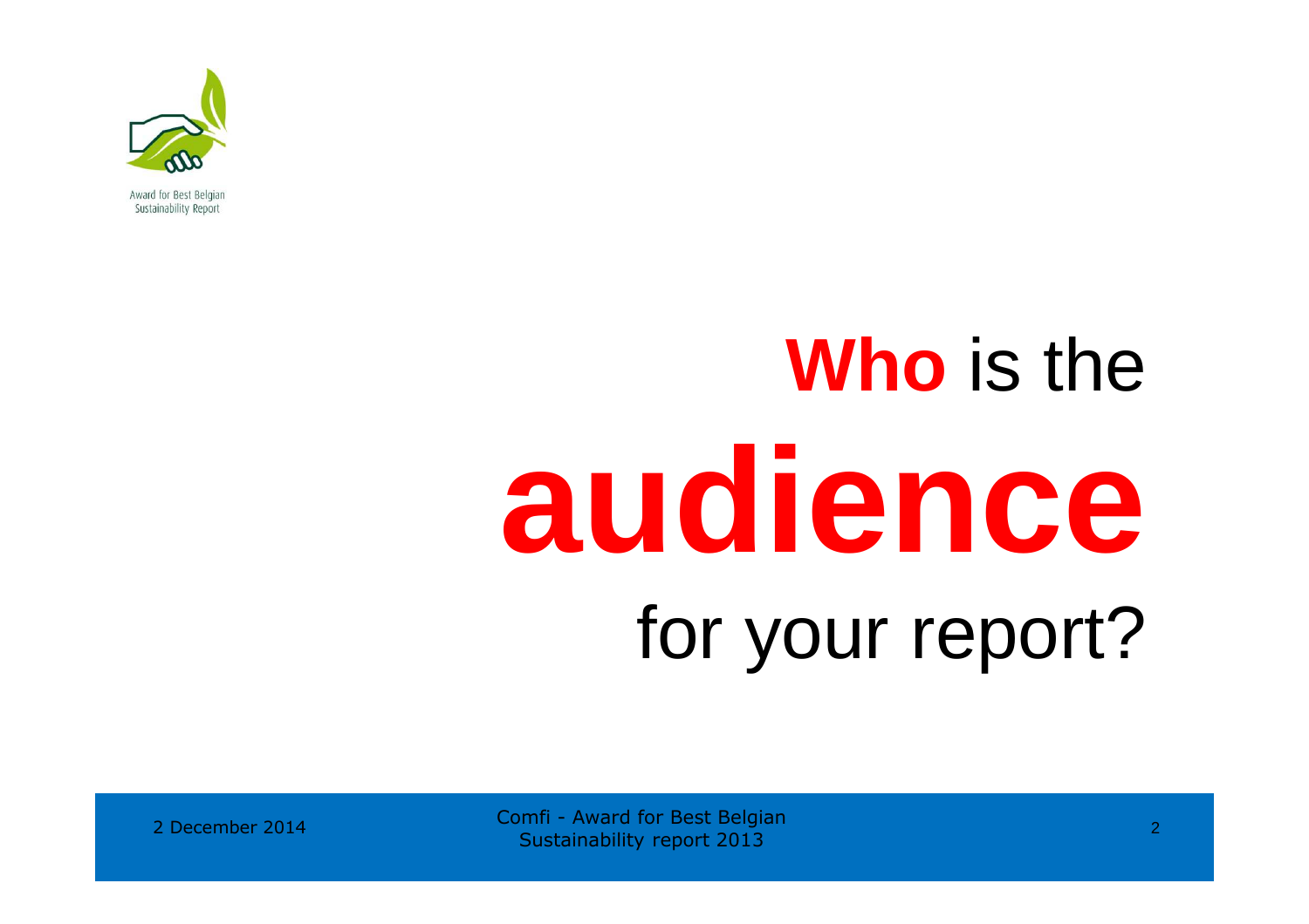# **Who** is the **audience** for your report?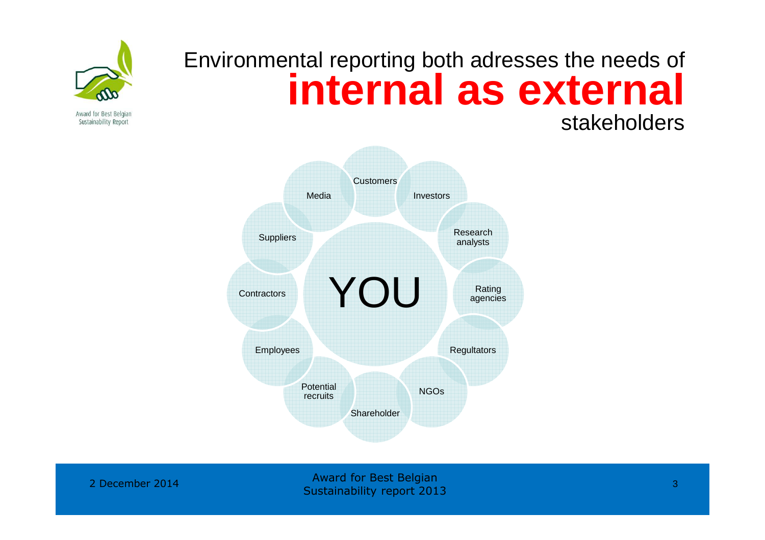# Environmental reporting both adresses the needs of **internal as external** stakeholders

- Customers
- Investors
- Research analysts
- Rating agencies
- Regultators
- NGOs
- Shareholder
- Potential recruits
- Employees
- Contractors
- Suppliers
- Media

YOU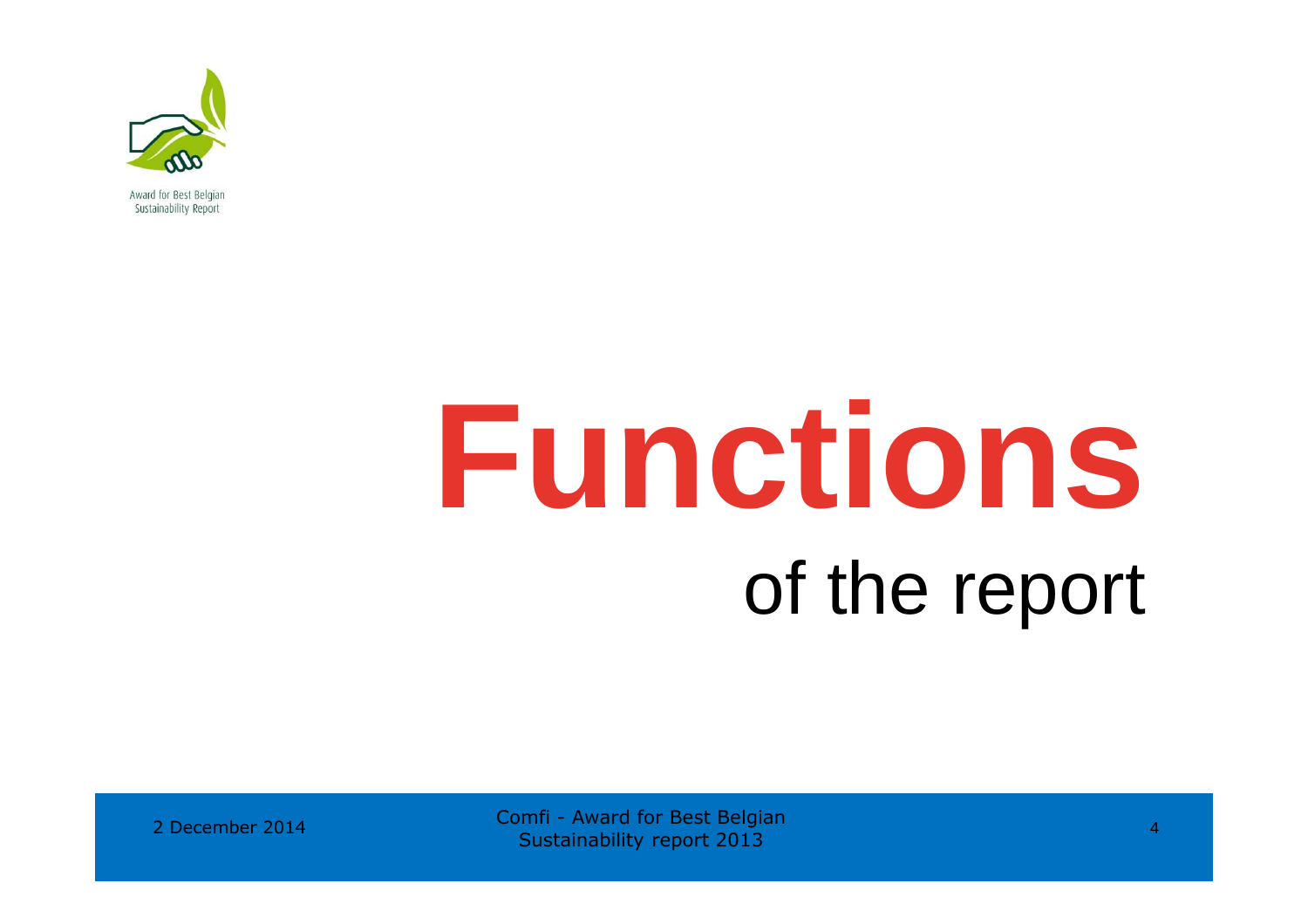# Functions

of the report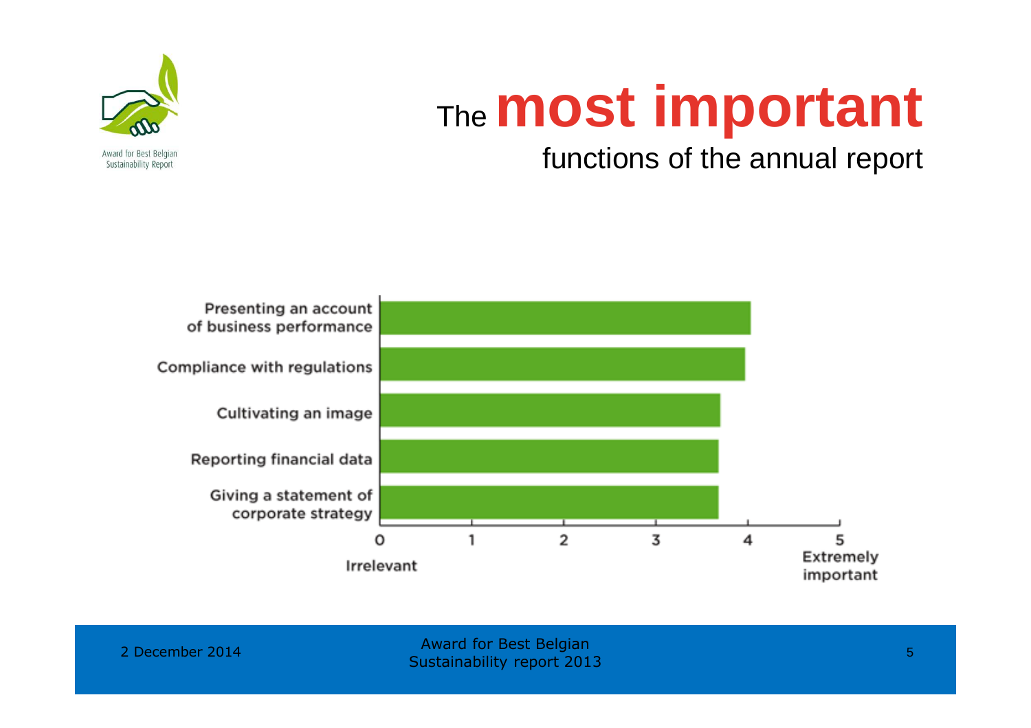# The **most important**

## functions of the annual report

| Function | Score (0 = Irrelevant, 5 = Extremely important) |
| --- | --- |
| Presenting an account of business performance | ~4.0 |
| Compliance with regulations | ~4.0 |
| Cultivating an image | ~3.7 |
| Reporting financial data | ~3.7 |
| Giving a statement of corporate strategy | ~3.7 |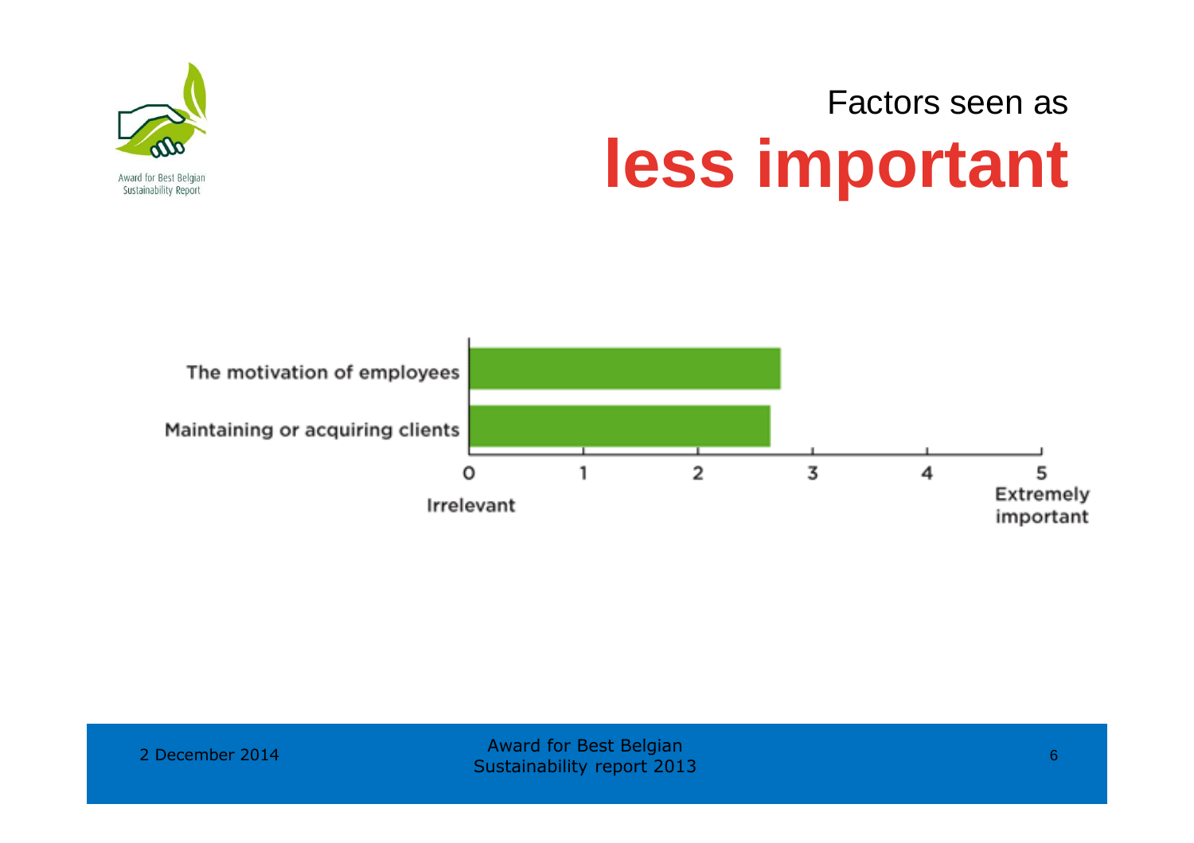Factors seen as

# less important

| Factor | Importance (0 = Irrelevant, 5 = Extremely important) |
| --- | --- |
| The motivation of employees | ~2.7 |
| Maintaining or acquiring clients | ~2.6 |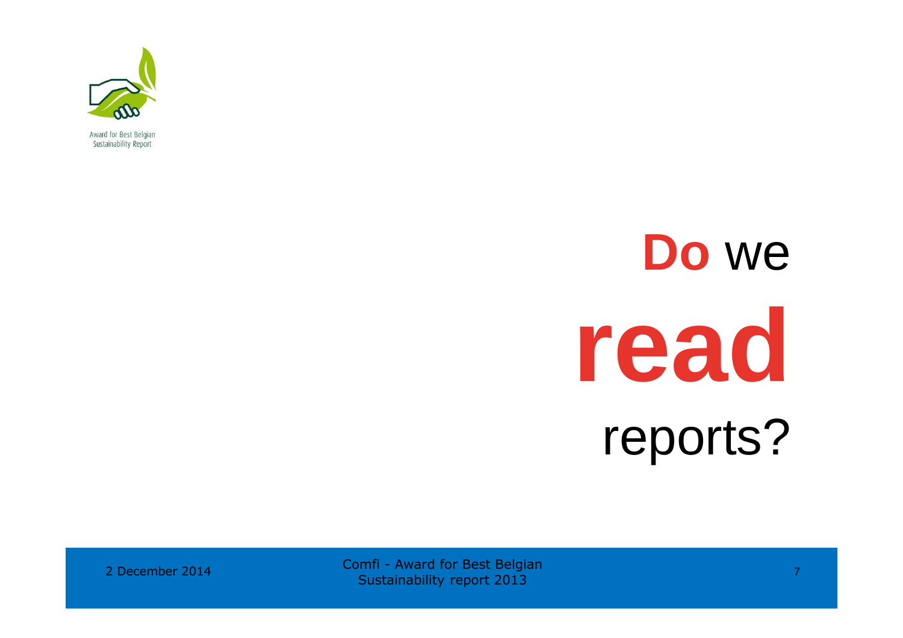# **Do** we **read** reports?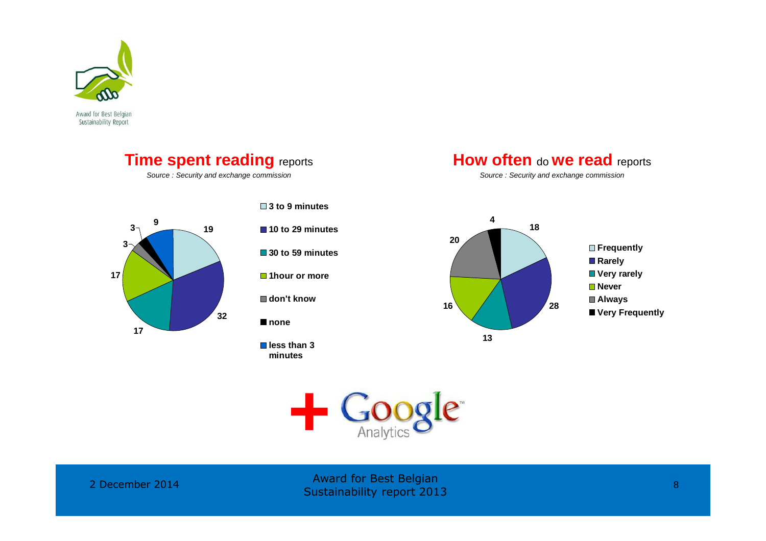## Time spent reading reports

*Source : Security and exchange commission*

| Time spent | Value |
| --- | --- |
| 3 to 9 minutes | 19 |
| 10 to 29 minutes | 32 |
| 30 to 59 minutes | 17 |
| 1hour or more | 17 |
| don't know | 3 |
| none | 3 |
| less than 3 minutes | 9 |

## How often do we read reports

*Source : Security and exchange commission*

| Frequency | Value |
| --- | --- |
| Frequently | 18 |
| Rarely | 28 |
| Very rarely | 13 |
| Never | 16 |
| Always | 20 |
| Very Frequently | 4 |

+ Google Analytics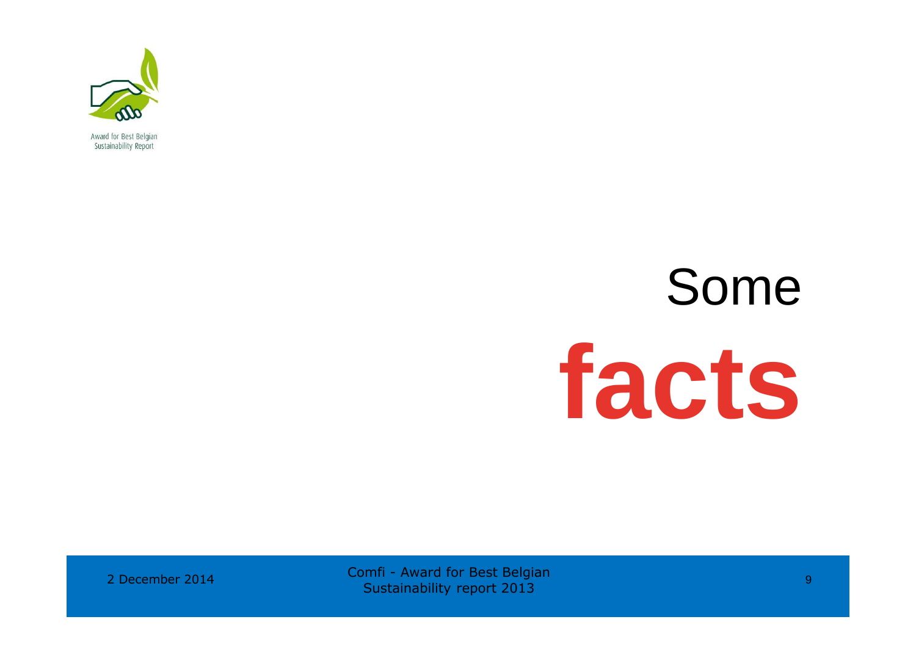# Some **facts**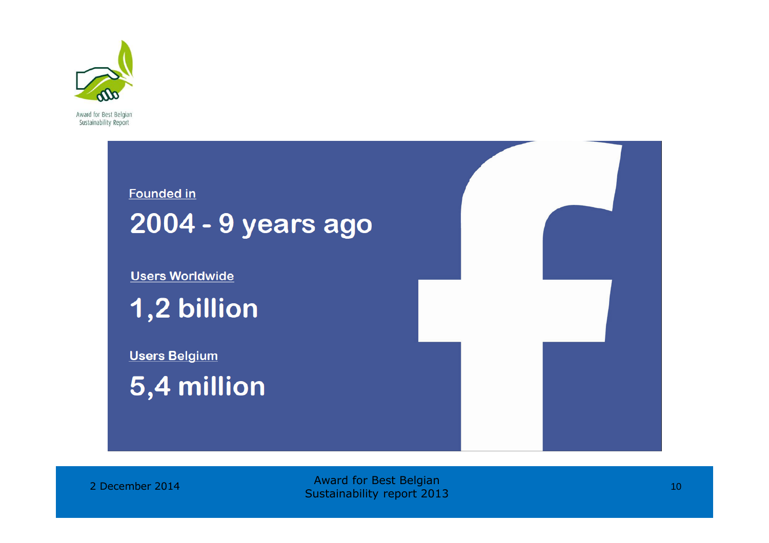Founded in

## 2004 - 9 years ago

Users Worldwide

## 1,2 billion

Users Belgium

## 5,4 million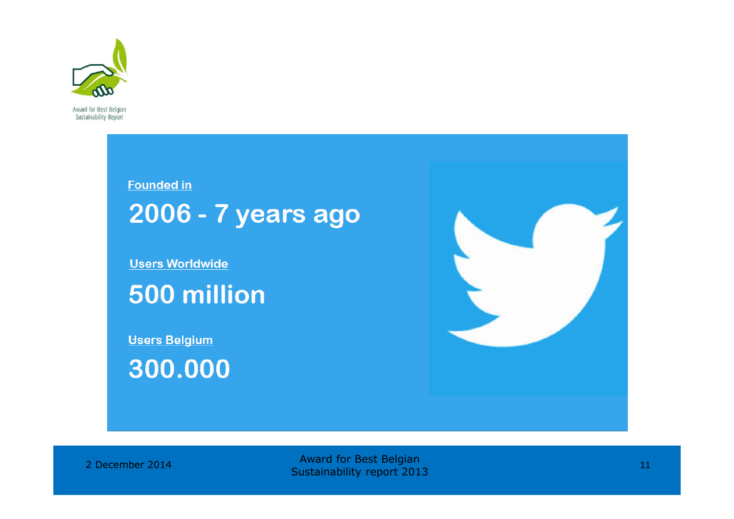**Founded in**

## 2006 - 7 years ago

**Users Worldwide**

## 500 million

**Users Belgium**

## 300.000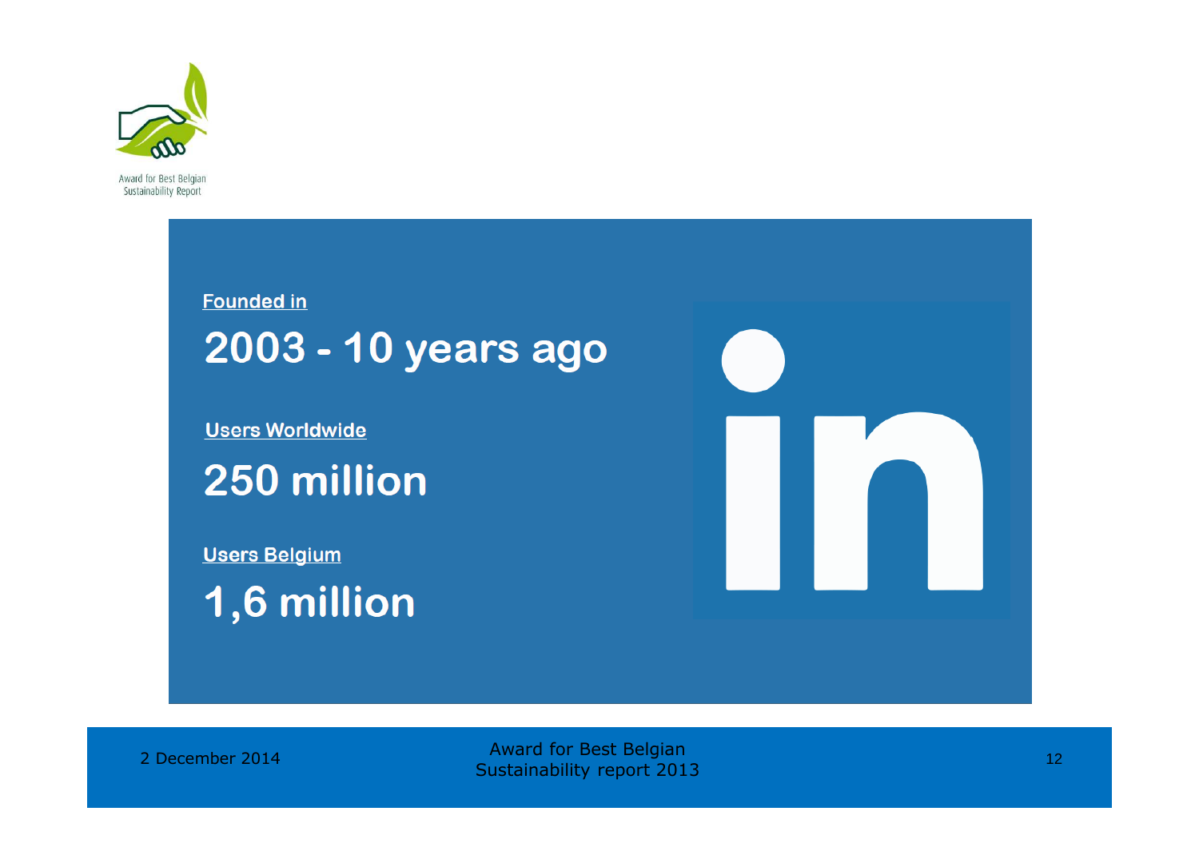**Founded in**

## 2003 - 10 years ago

**Users Worldwide**

## 250 million

**Users Belgium**

## 1,6 million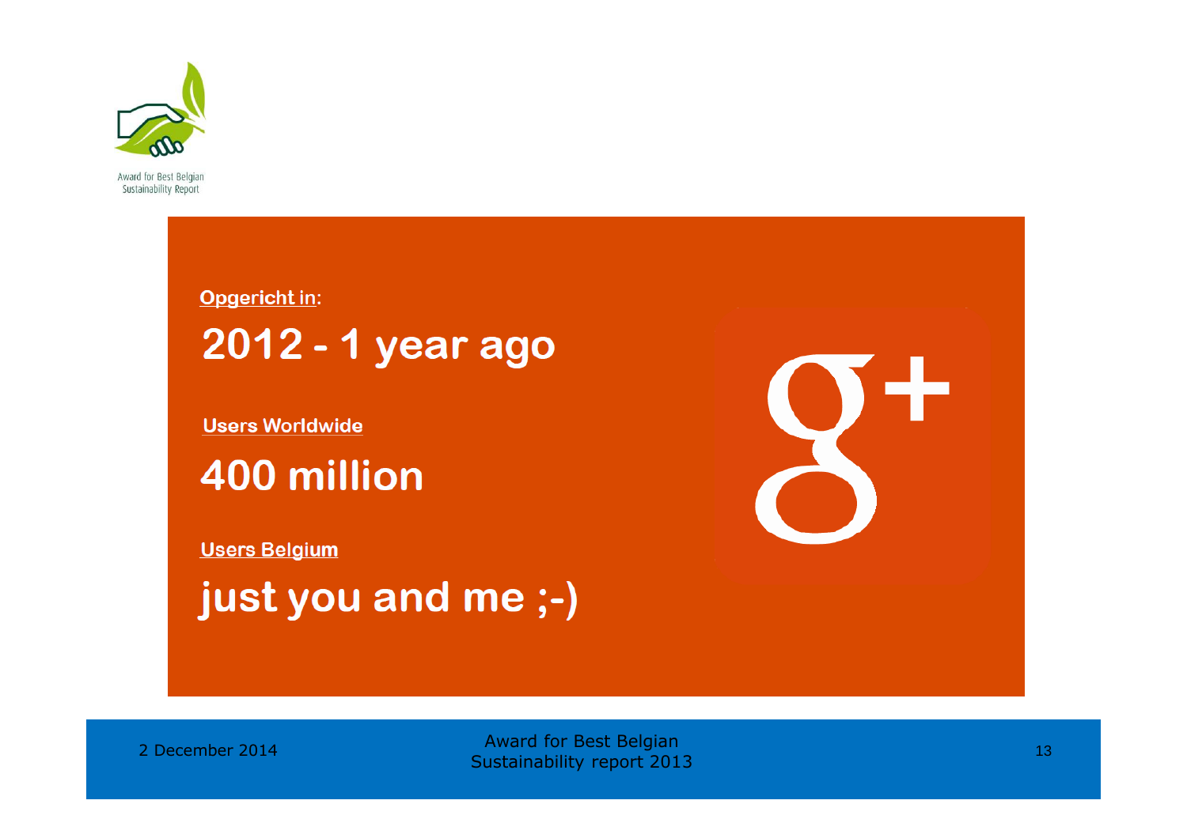**Opgericht in:**

## 2012 - 1 year ago

**Users Worldwide**

## 400 million

**Users Belgium**

## just you and me ;-)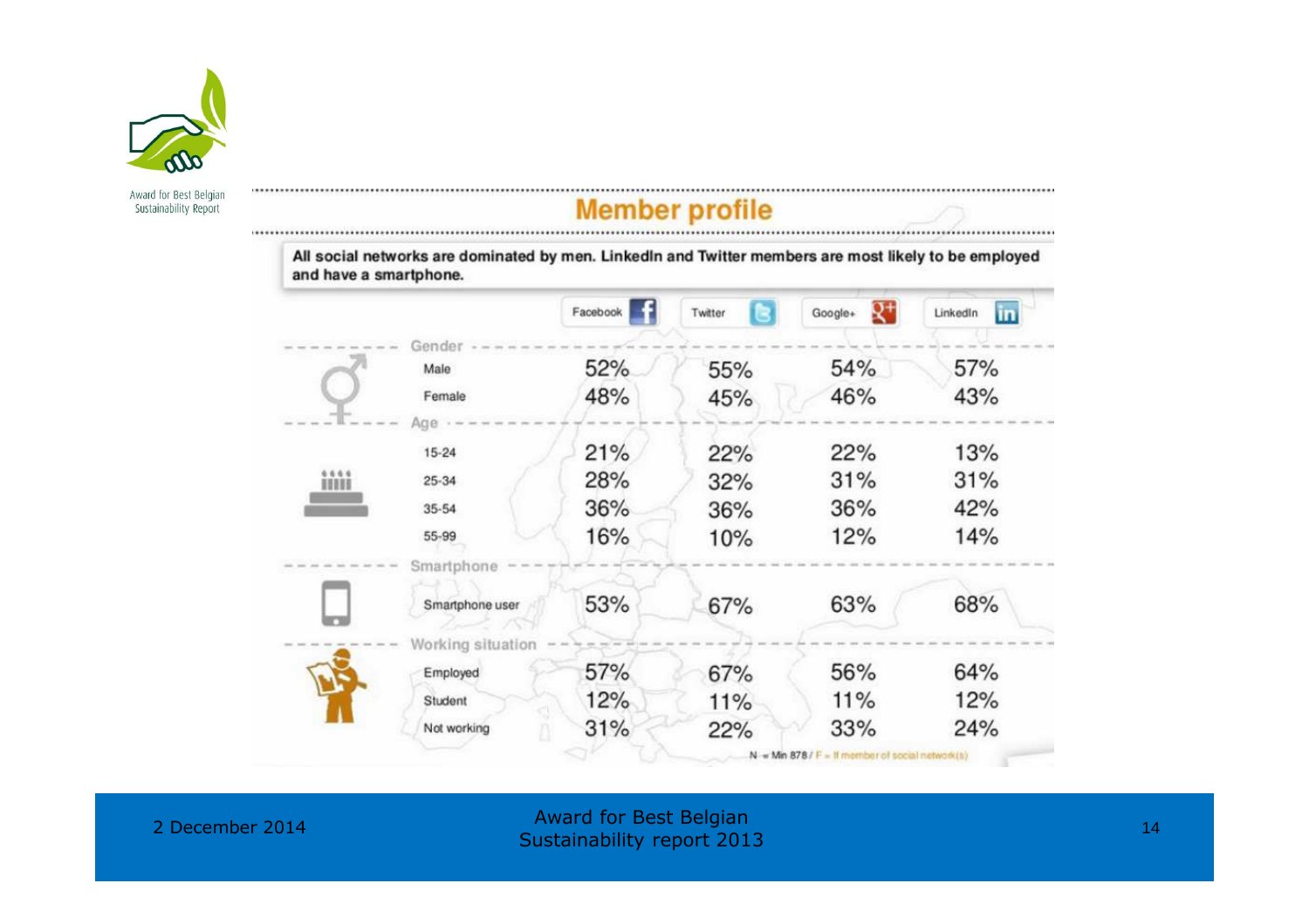## Member profile

**All social networks are dominated by men. LinkedIn and Twitter members are most likely to be employed and have a smartphone.**

| | Facebook | Twitter | Google+ | LinkedIn |
|---|---|---|---|---|
| **Gender** | | | | |
| Male | 52% | 55% | 54% | 57% |
| Female | 48% | 45% | 46% | 43% |
| **Age** | | | | |
| 15-24 | 21% | 22% | 22% | 13% |
| 25-34 | 28% | 32% | 31% | 31% |
| 35-54 | 36% | 36% | 36% | 42% |
| 55-99 | 16% | 10% | 12% | 14% |
| **Smartphone** | | | | |
| Smartphone user | 53% | 67% | 63% | 68% |
| **Working situation** | | | | |
| Employed | 57% | 67% | 56% | 64% |
| Student | 12% | 11% | 11% | 12% |
| Not working | 31% | 22% | 33% | 24% |

N = Min 878 / F = If member of social network(s)

2 December 2014

Award for Best Belgian Sustainability report 2013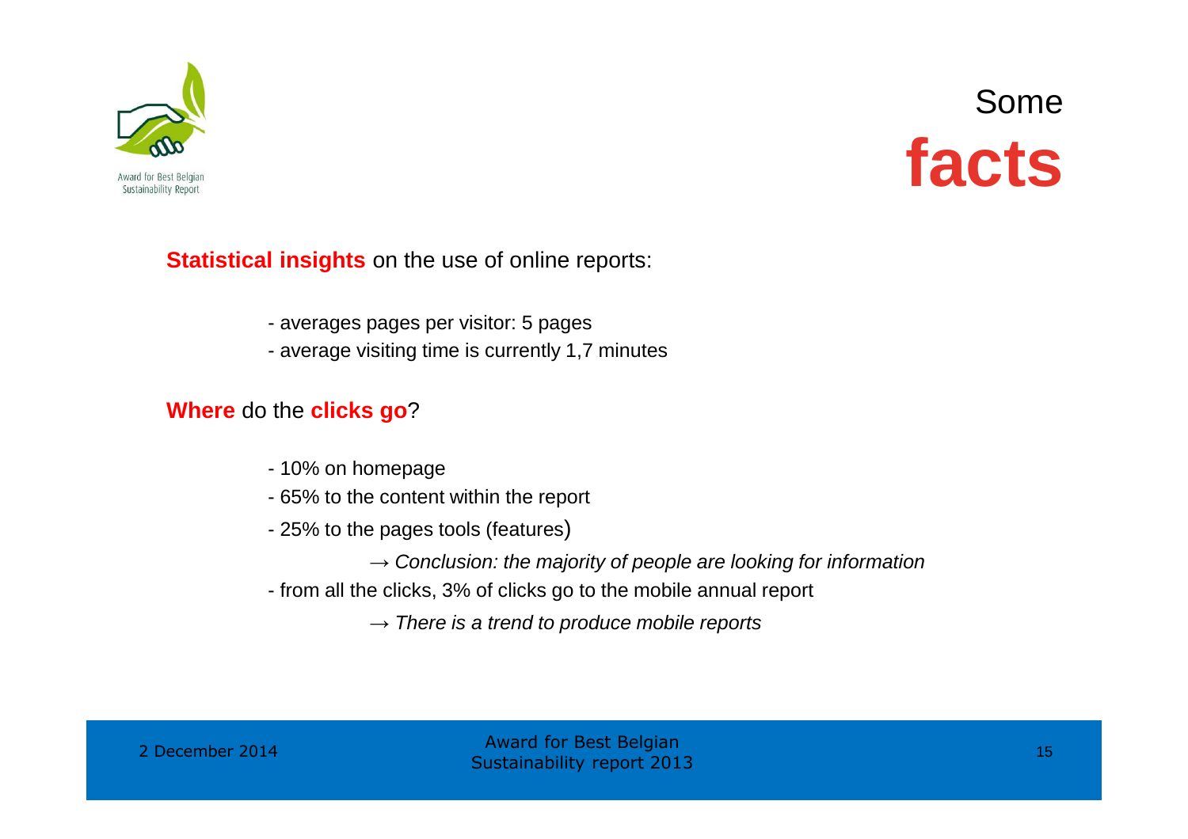# Some **facts**

**Statistical insights** on the use of online reports:

- averages pages per visitor: 5 pages
- average visiting time is currently 1,7 minutes

**Where** do the **clicks go**?

- 10% on homepage
- 65% to the content within the report
- 25% to the pages tools (features)

  → *Conclusion: the majority of people are looking for information*

- from all the clicks, 3% of clicks go to the mobile annual report

  → *There is a trend to produce mobile reports*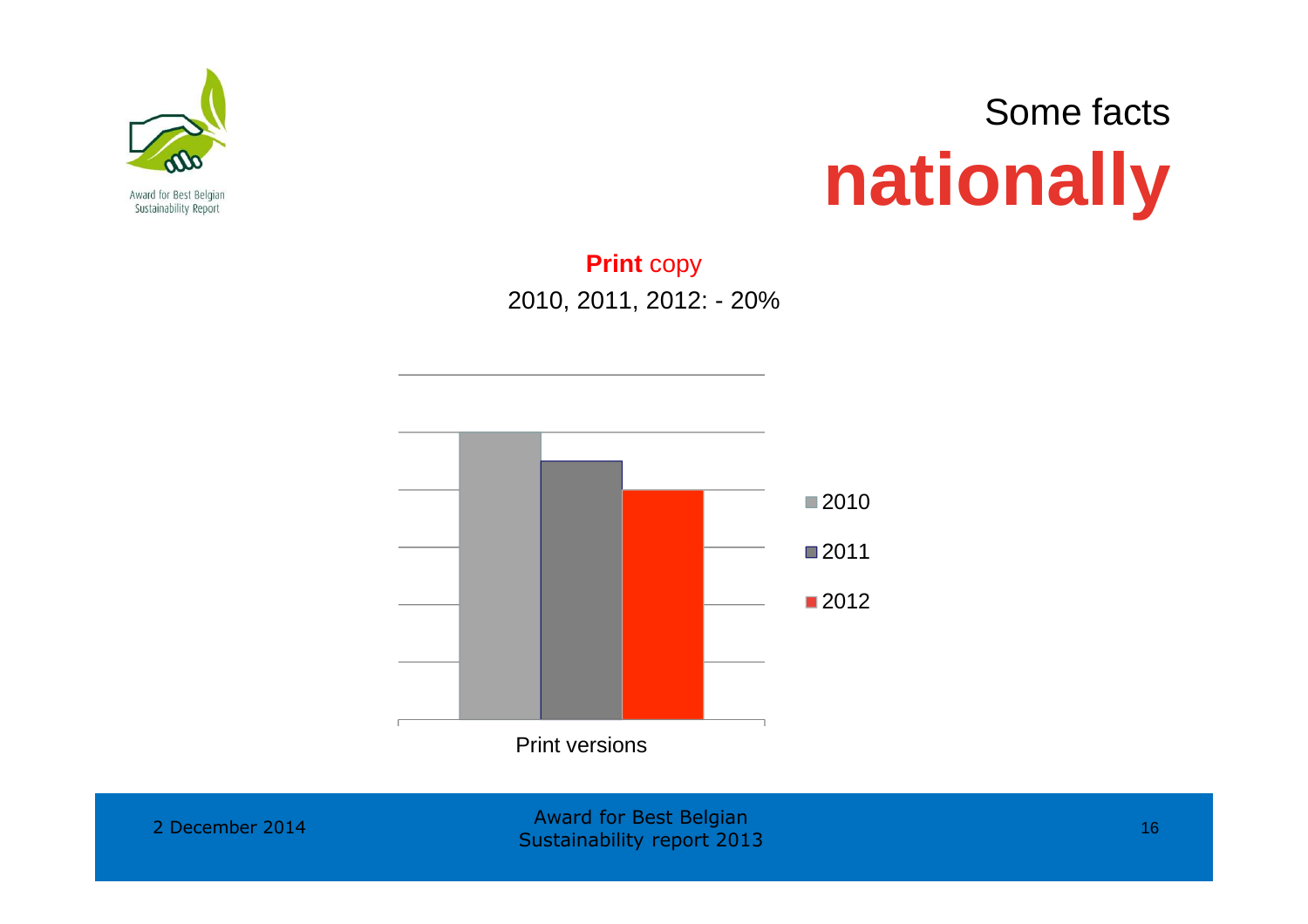# Some facts **nationally**

**Print** copy

2010, 2011, 2012: - 20%

Print versions

- 2010
- 2011
- 2012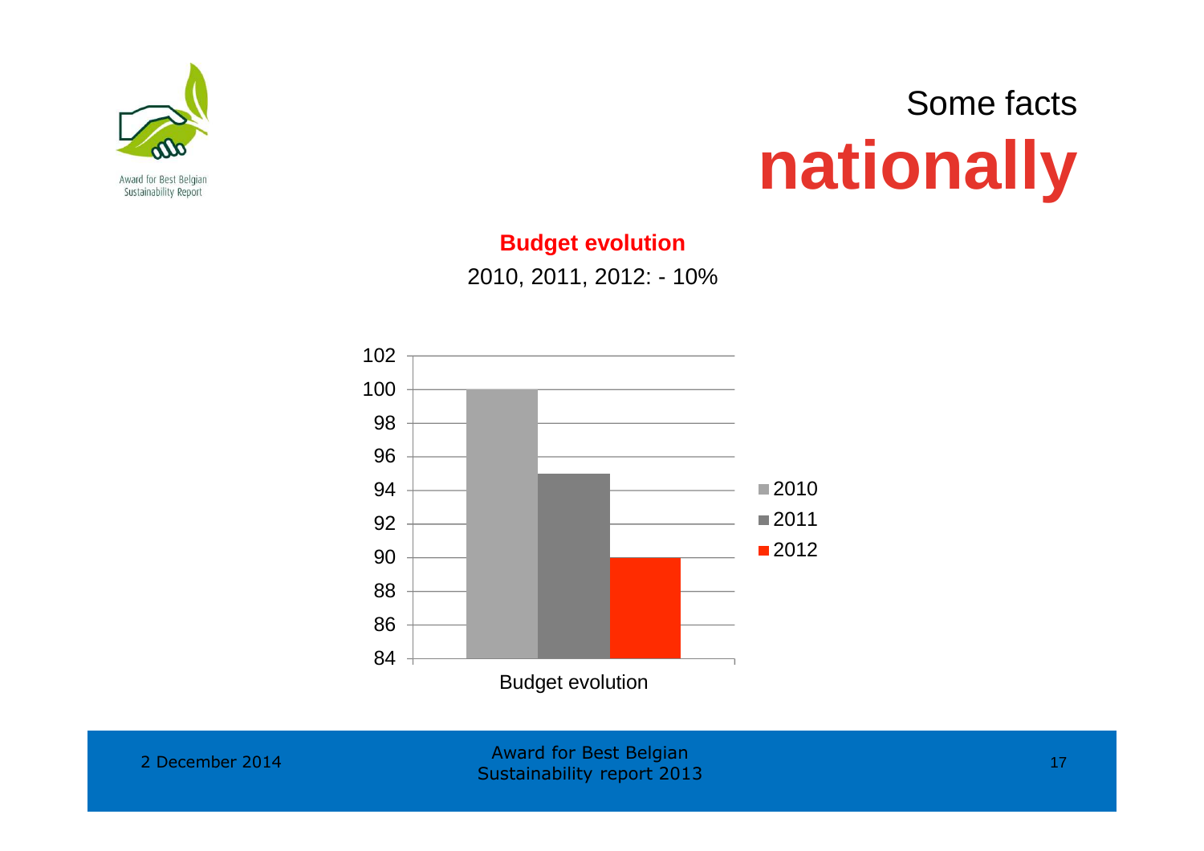# Some facts **nationally**

**Budget evolution**

2010, 2011, 2012: - 10%

| | 2010 | 2011 | 2012 |
|---|---|---|---|
| Budget evolution | 100 | 95 | 90 |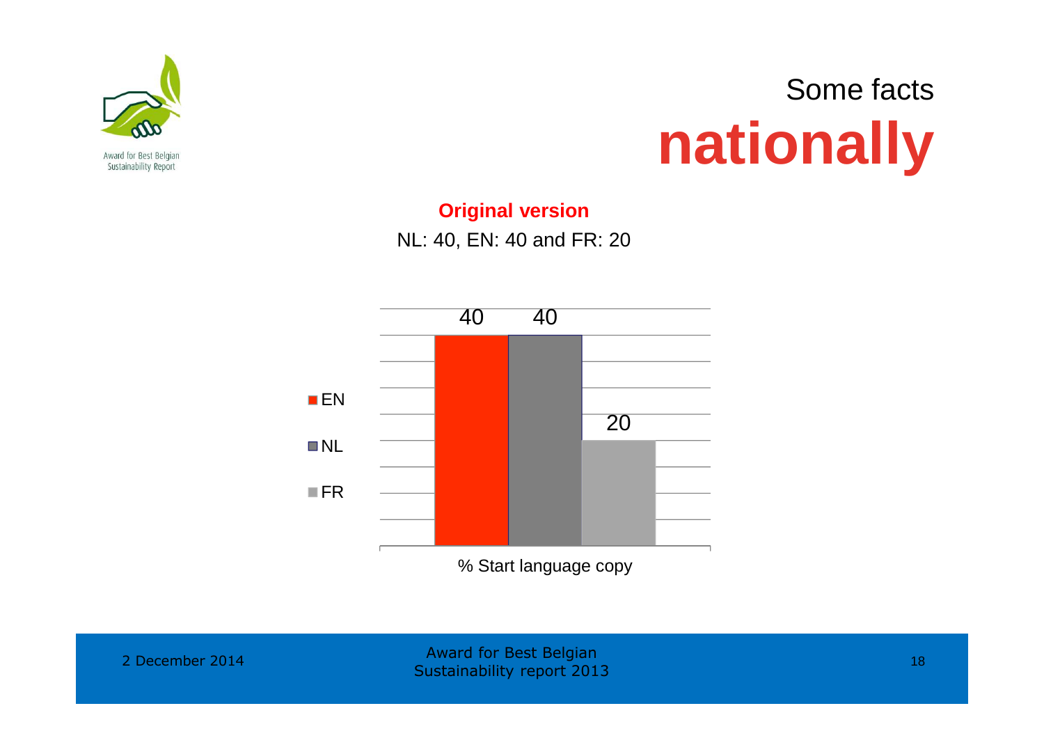# Some facts **nationally**

**Original version**

NL: 40, EN: 40 and FR: 20

| % Start language copy | |
|---|---|
| EN | 40 |
| NL | 40 |
| FR | 20 |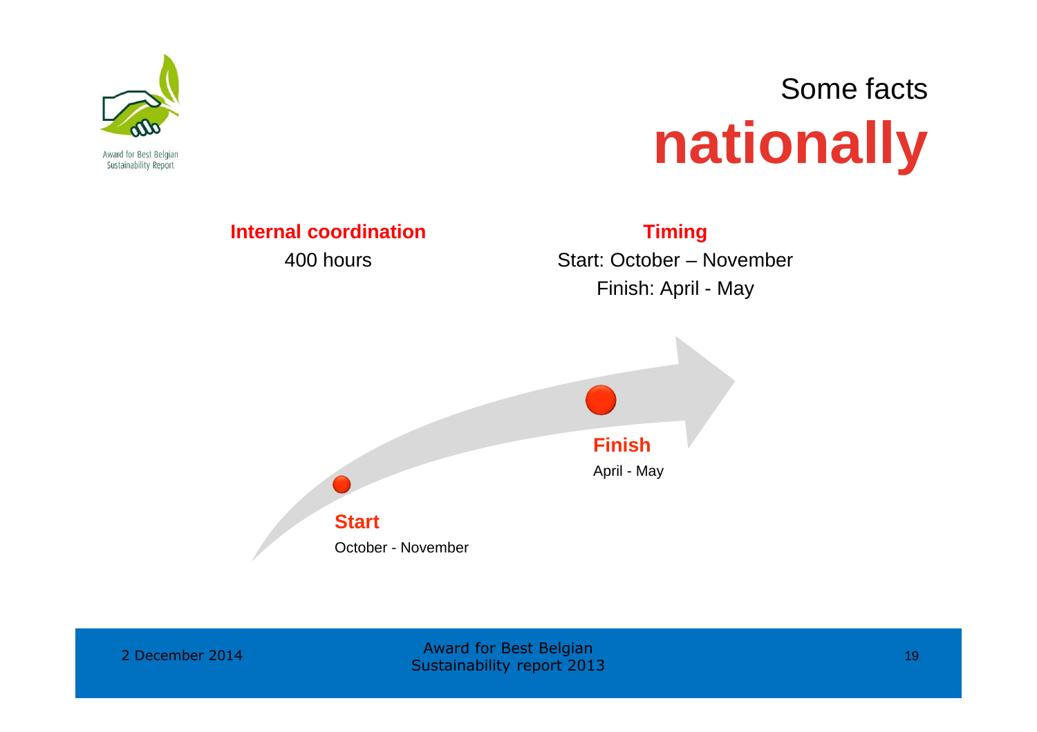# Some facts **nationally**

**Internal coordination**

400 hours

**Timing**

Start: October – November

Finish: April - May

**Start**

October - November

**Finish**

April - May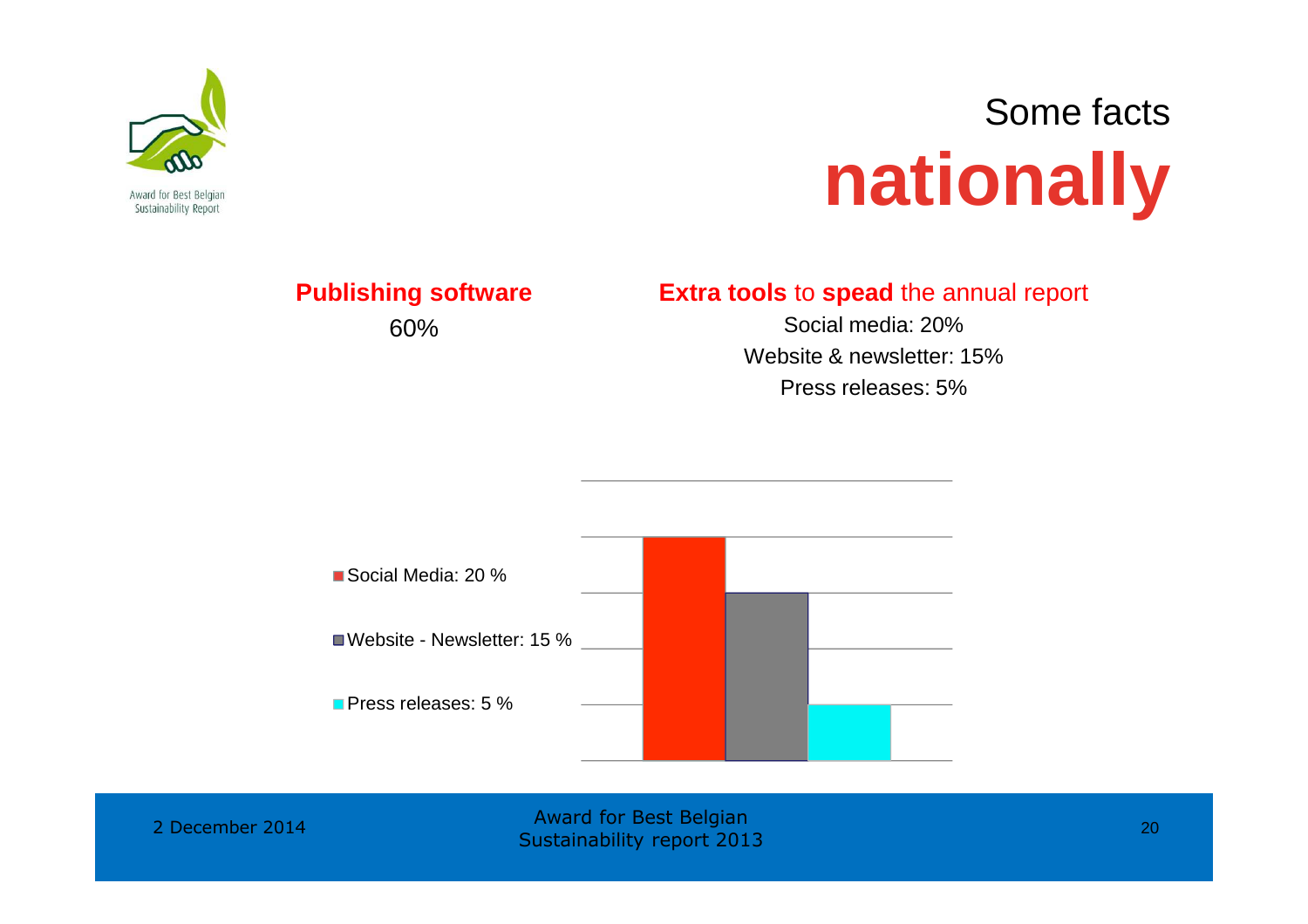# Some facts **nationally**

**Publishing software**

60%

**Extra tools** to **spead** the annual report

Social media: 20%

Website & newsletter: 15%

Press releases: 5%

- Social Media: 20 %
- Website - Newsletter: 15 %
- Press releases: 5 %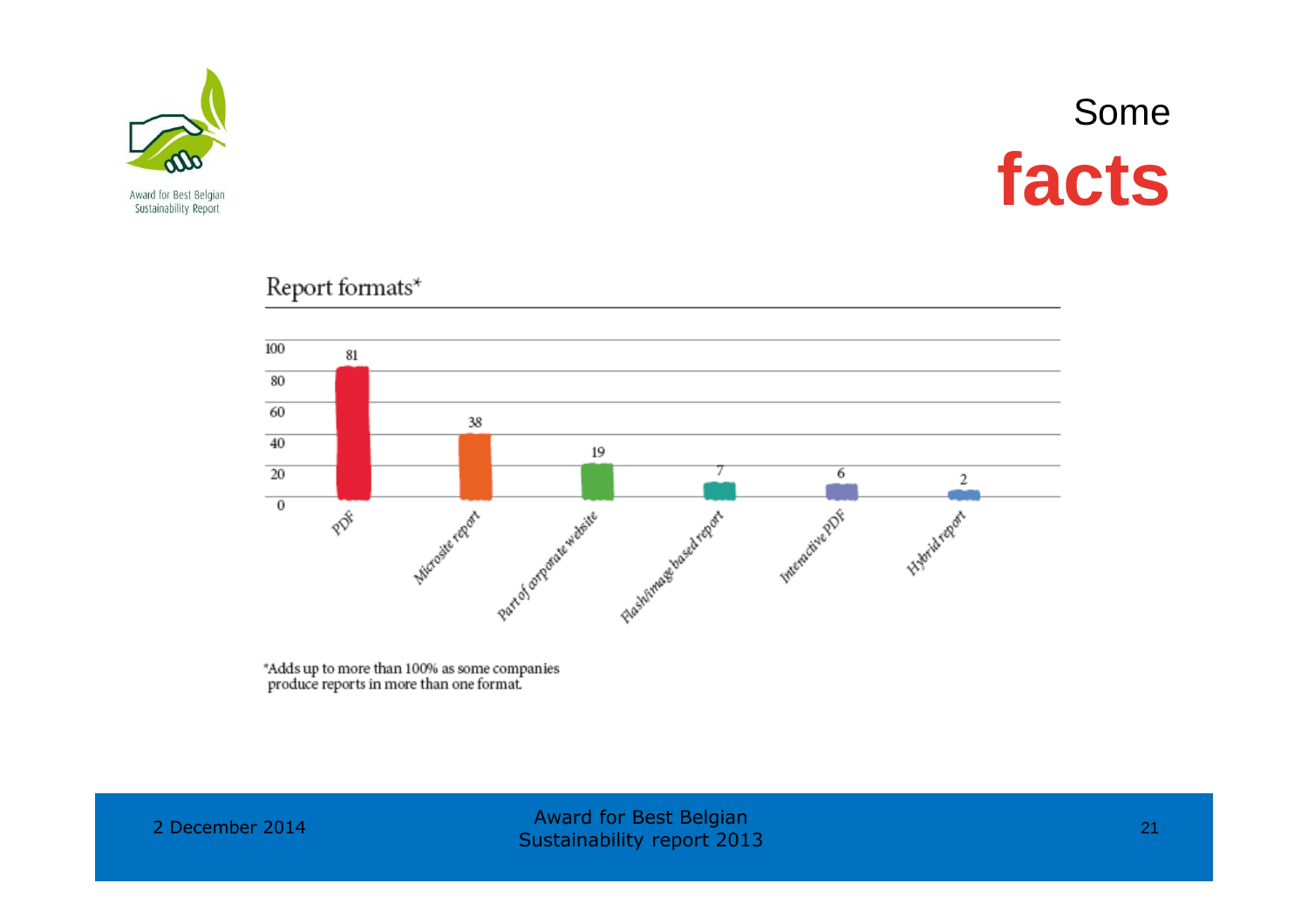# Some **facts**

## Report formats*

| Format | Value |
|---|---|
| PDF | 81 |
| Microsite report | 38 |
| Part of corporate website | 19 |
| Flash/image based report | 7 |
| Interactive PDF | 6 |
| Hybrid report | 2 |

*Adds up to more than 100% as some companies produce reports in more than one format.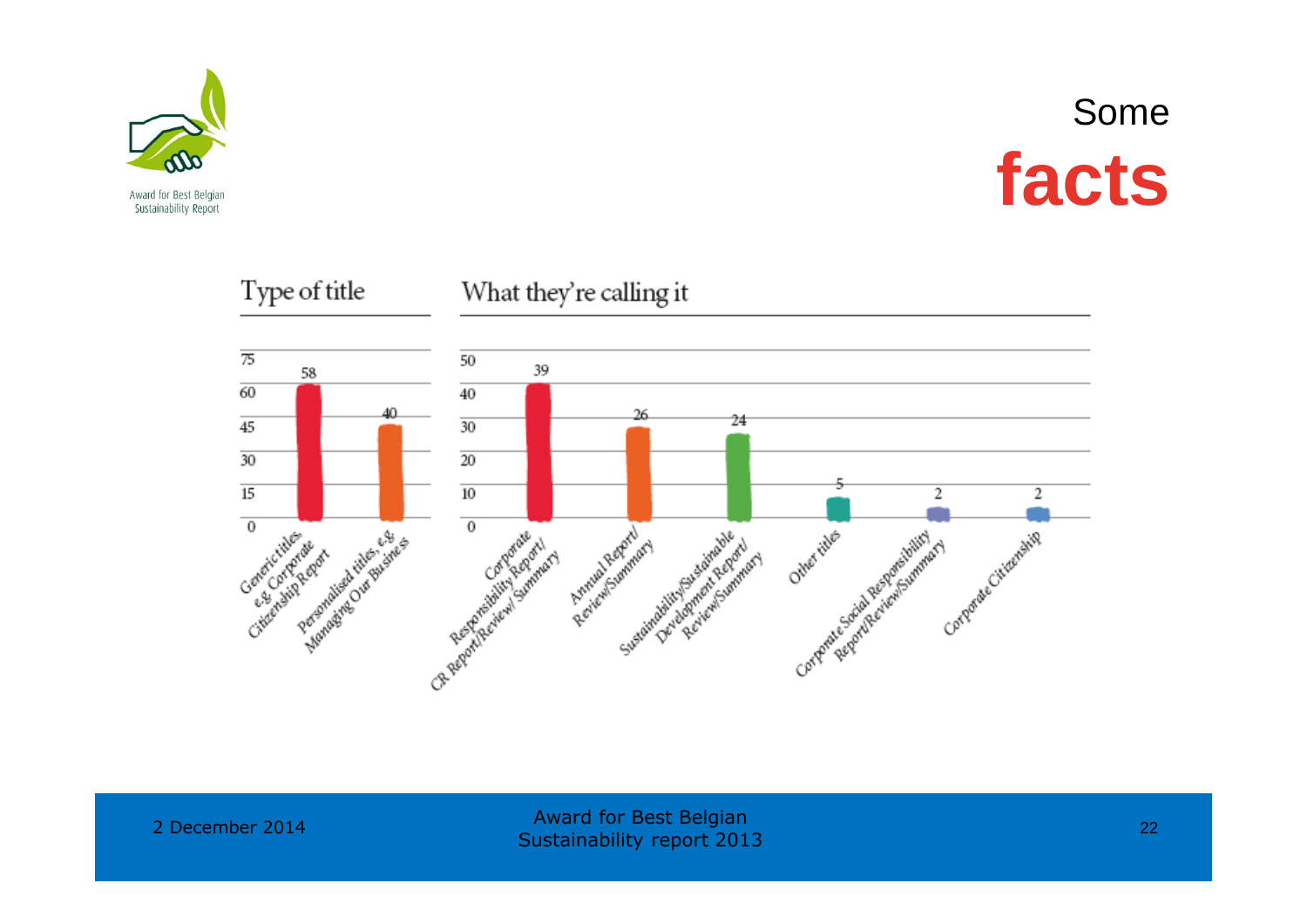# Some **facts**

## Type of title

| Type of title | Value |
|---|---|
| Generic titles, e.g. Corporate Citizenship Report | 58 |
| Personalised titles, e.g. Managing Our Business | 40 |

## What they're calling it

| Title | Value |
|---|---|
| Corporate Responsibility Report/ CR Report/Review/ Summary | 39 |
| Annual Report/ Review/Summary | 26 |
| Sustainability/Sustainable Development Report/ Review/Summary | 24 |
| Other titles | 5 |
| Corporate Social Responsibility Report/Review/Summary | 2 |
| Corporate Citizenship | 2 |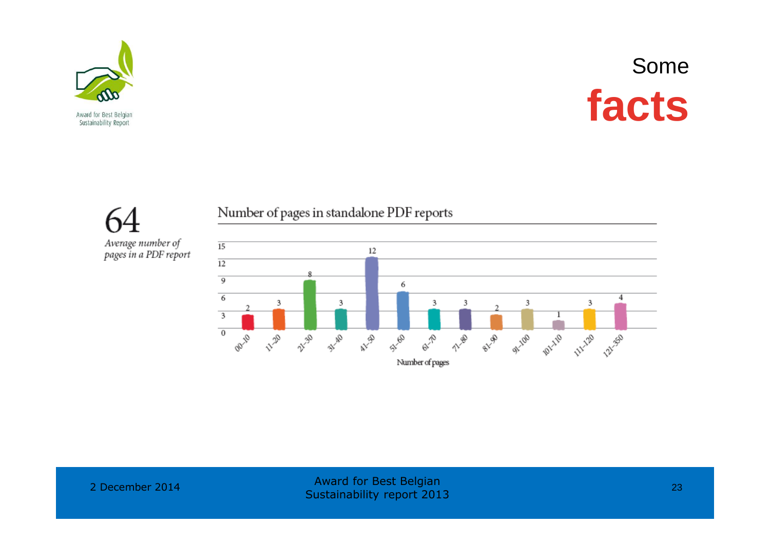# Some **facts**

**64**

*Average number of pages in a PDF report*

## Number of pages in standalone PDF reports

| Number of pages | Count |
| --- | --- |
| 00–10 | 2 |
| 11–20 | 3 |
| 21–30 | 8 |
| 31–40 | 3 |
| 41–50 | 12 |
| 51–60 | 6 |
| 61–70 | 3 |
| 71–80 | 3 |
| 81–90 | 2 |
| 91–100 | 3 |
| 101–110 | 1 |
| 111–120 | 3 |
| 121–350 | 4 |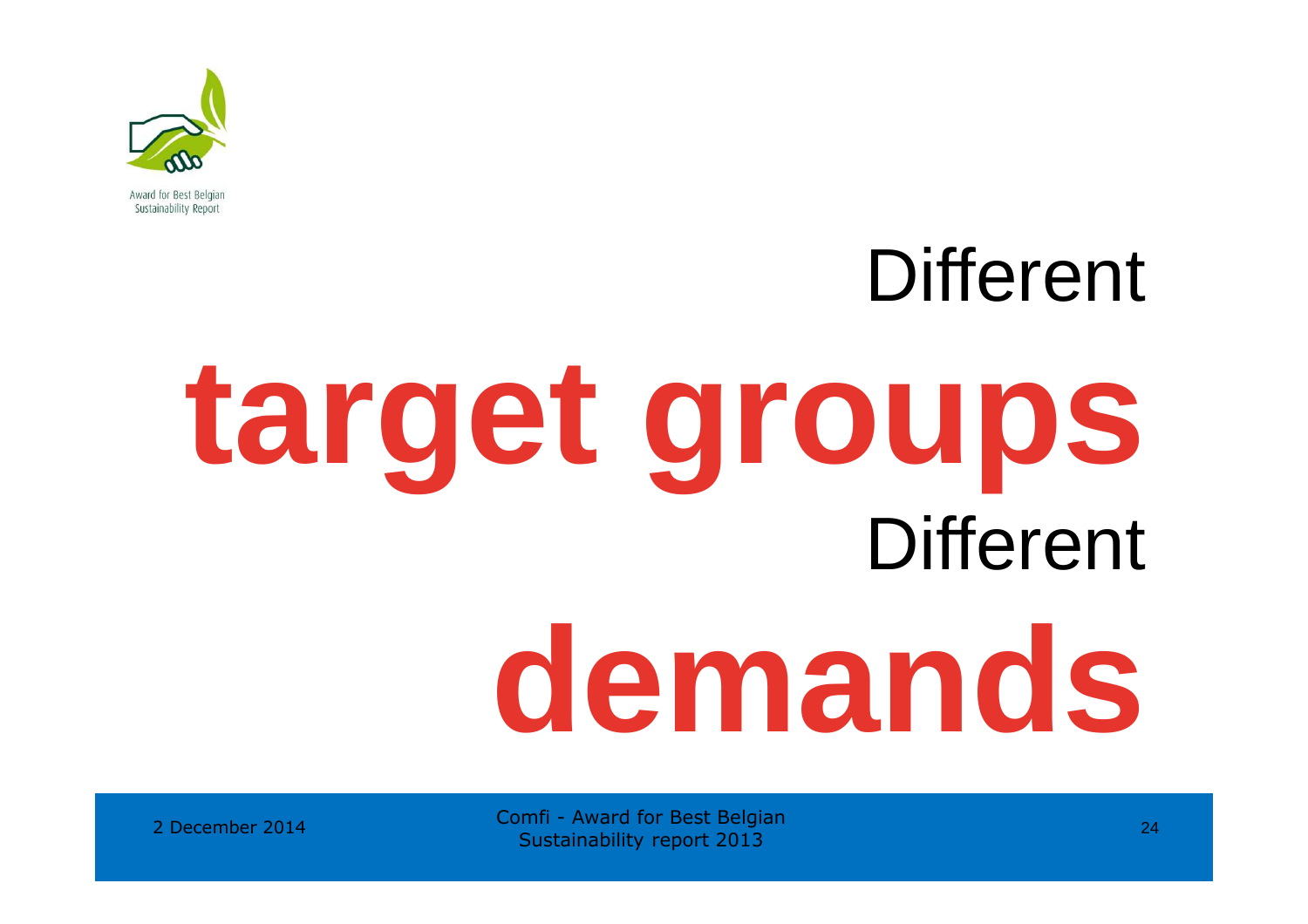Different

# target groups

Different

# demands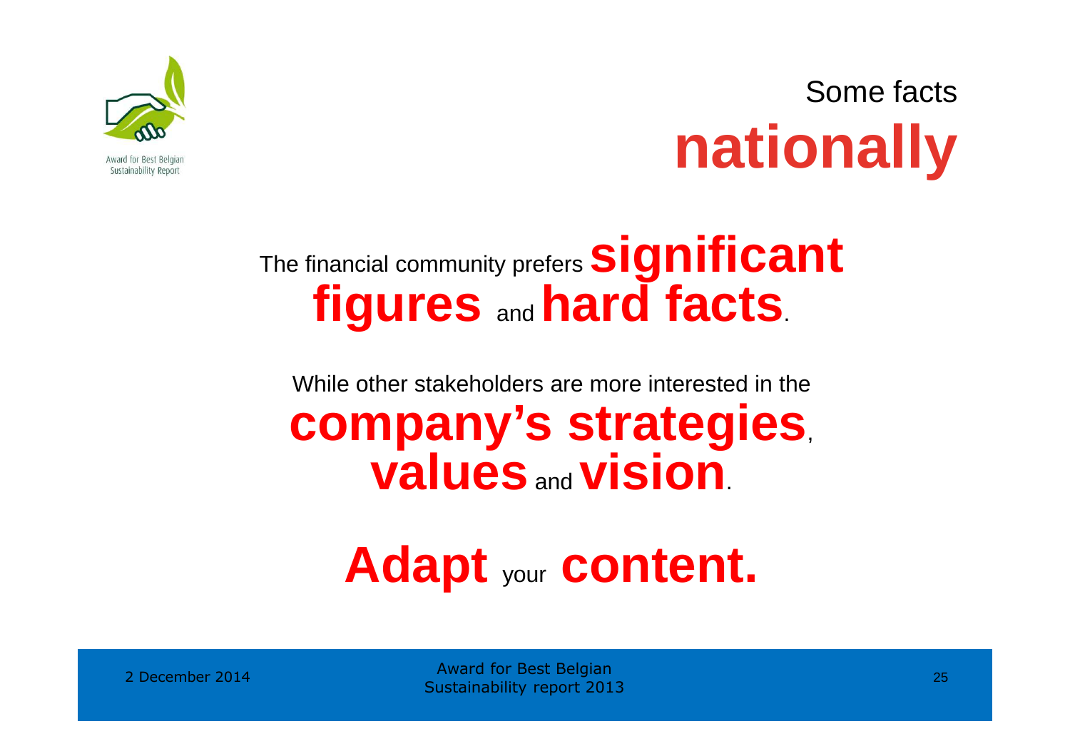# Some facts **nationally**

The financial community prefers **significant figures** and **hard facts**.

While other stakeholders are more interested in the **company's strategies**, **values** and **vision**.

**Adapt** your **content.**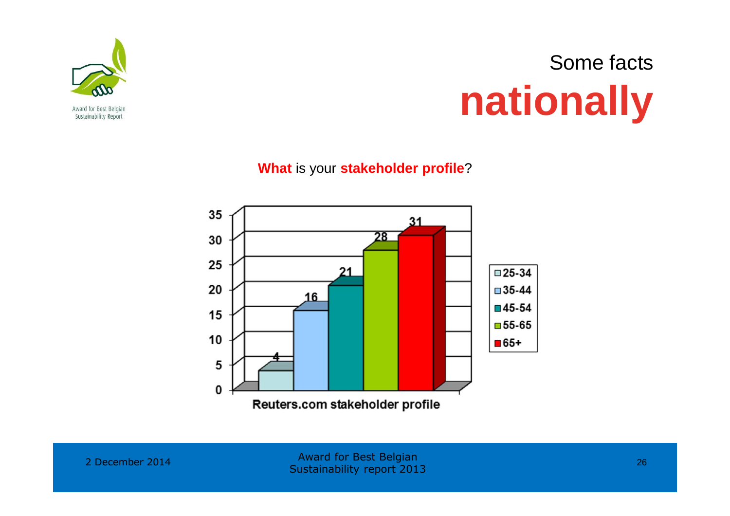# Some facts nationally

**What** is your **stakeholder profile**?

| Age group | Value |
|---|---|
| 25-34 | 4 |
| 35-44 | 16 |
| 45-54 | 21 |
| 55-65 | 28 |
| 65+ | 31 |

Reuters.com stakeholder profile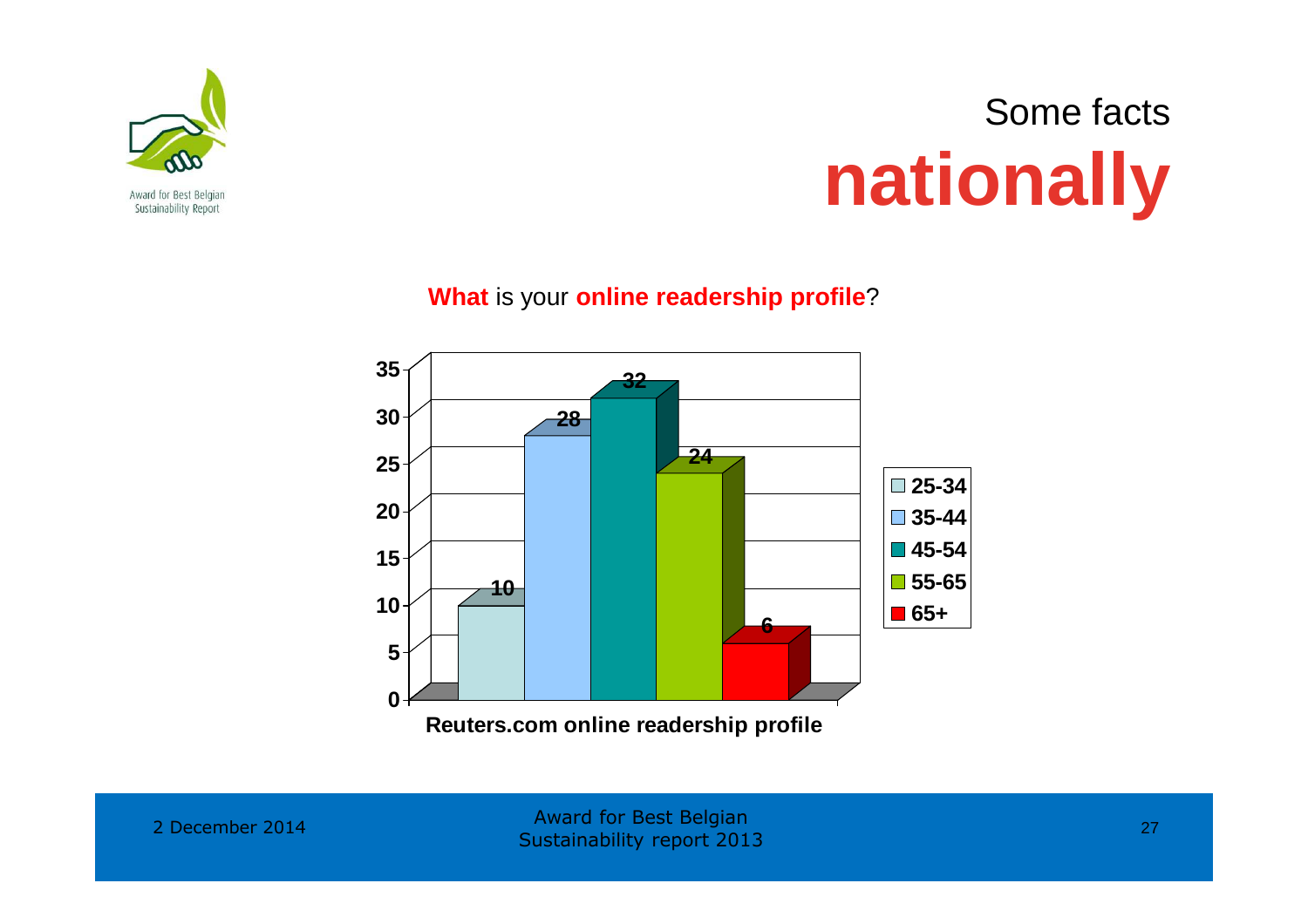# Some facts **nationally**

**What** is your **online readership profile**?

**Reuters.com online readership profile**

| Age group | % |
|---|---|
| 25-34 | 10 |
| 35-44 | 28 |
| 45-54 | 32 |
| 55-65 | 24 |
| 65+ | 6 |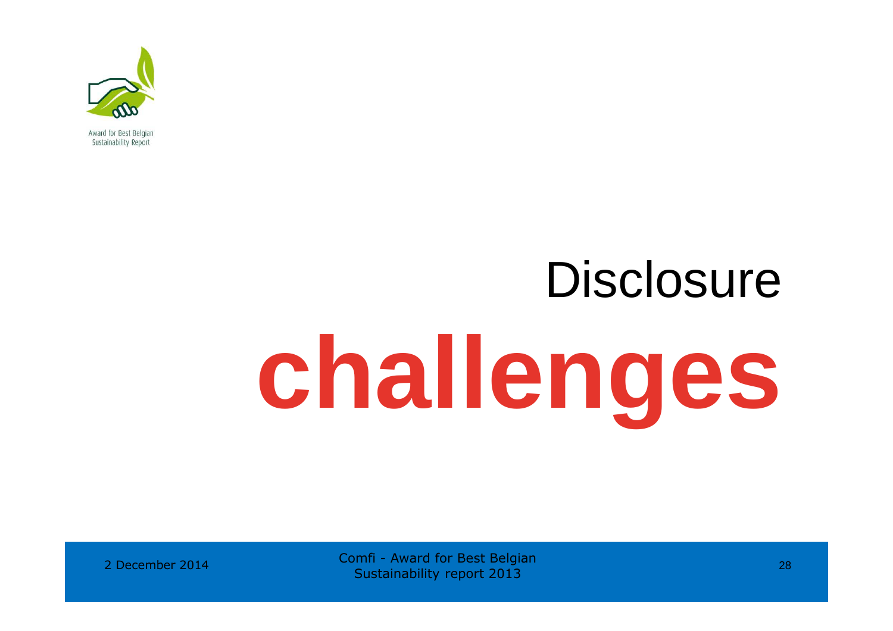# Disclosure **challenges**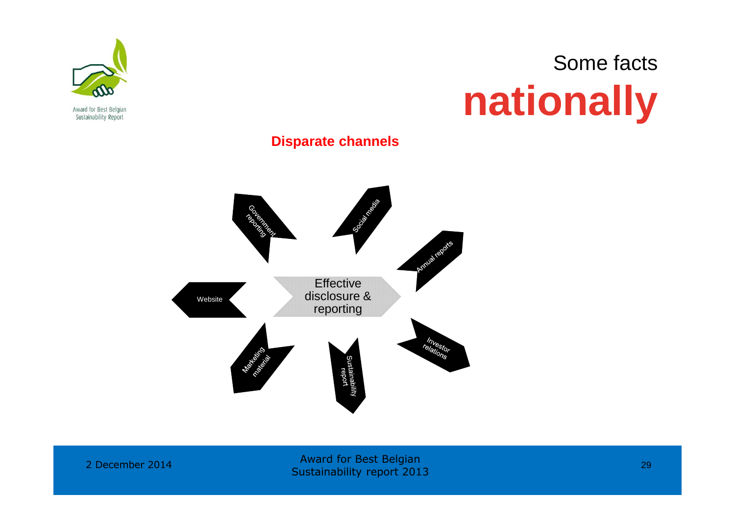# Some facts **nationally**

**Disparate channels**

- Effective disclosure & reporting
- Government reporting
- Social media
- Annual reports
- Investor relations
- Sustainability report
- Marketing material
- Website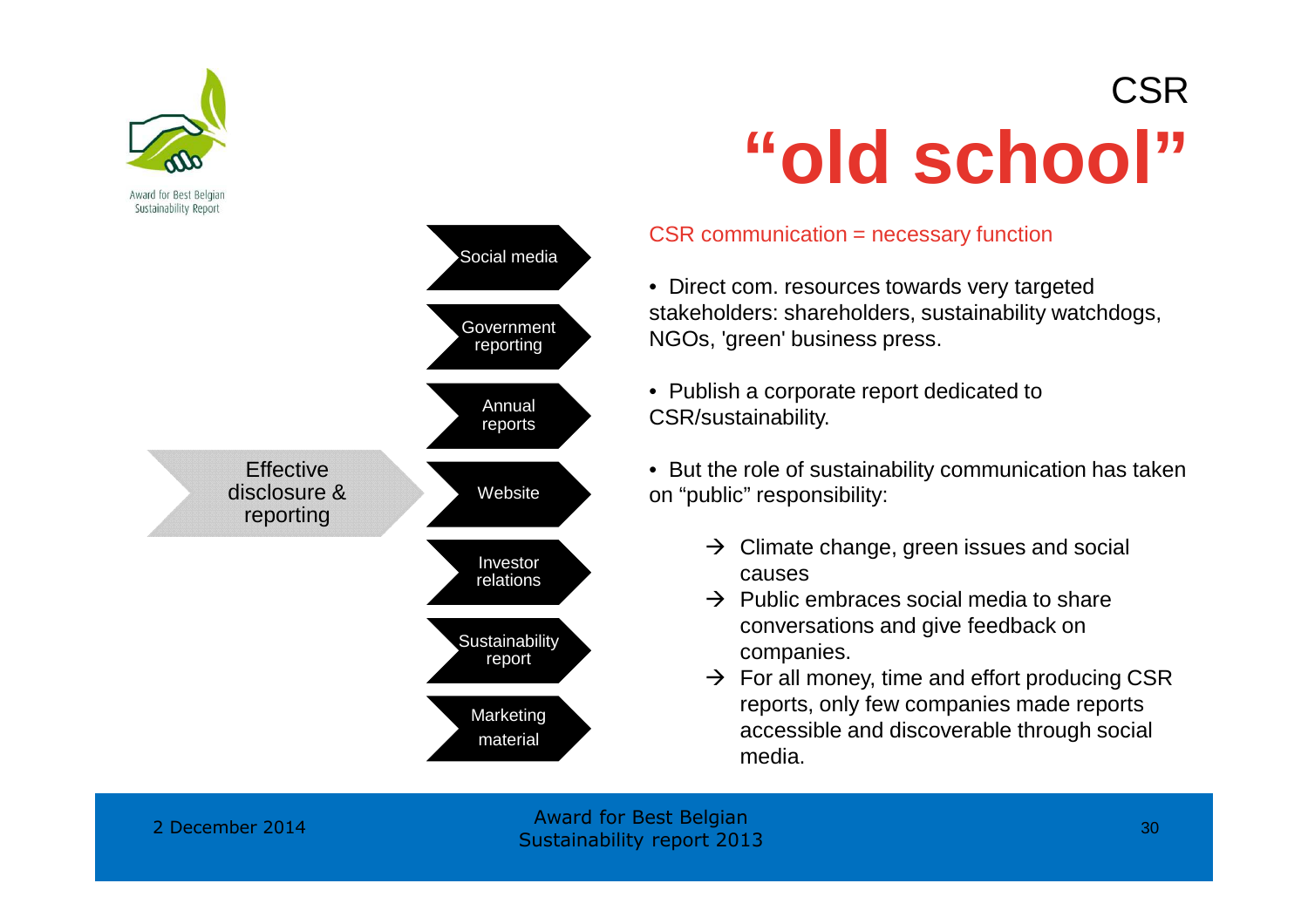# CSR "old school"

Effective disclosure & reporting

- Social media
- Government reporting
- Annual reports
- Website
- Investor relations
- Sustainability report
- Marketing material

CSR communication = necessary function

- Direct com. resources towards very targeted stakeholders: shareholders, sustainability watchdogs, NGOs, 'green' business press.
- Publish a corporate report dedicated to CSR/sustainability.
- But the role of sustainability communication has taken on "public" responsibility:
  - → Climate change, green issues and social causes
  - → Public embraces social media to share conversations and give feedback on companies.
  - → For all money, time and effort producing CSR reports, only few companies made reports accessible and discoverable through social media.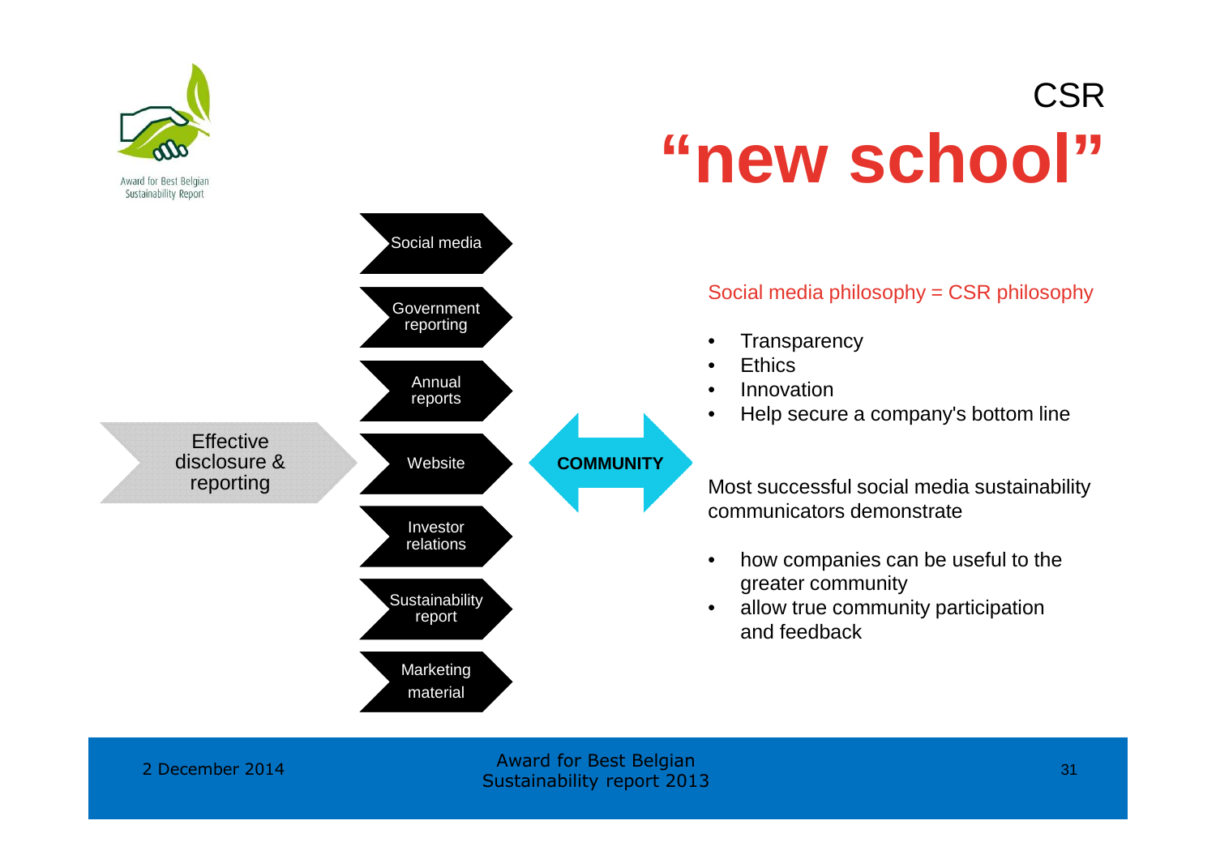# CSR
# "new school"

Effective disclosure & reporting

- Social media
- Government reporting
- Annual reports
- Website
- Investor relations
- Sustainability report
- Marketing material

**COMMUNITY**

Social media philosophy = CSR philosophy

- Transparency
- Ethics
- Innovation
- Help secure a company's bottom line

Most successful social media sustainability communicators demonstrate

- how companies can be useful to the greater community
- allow true community participation and feedback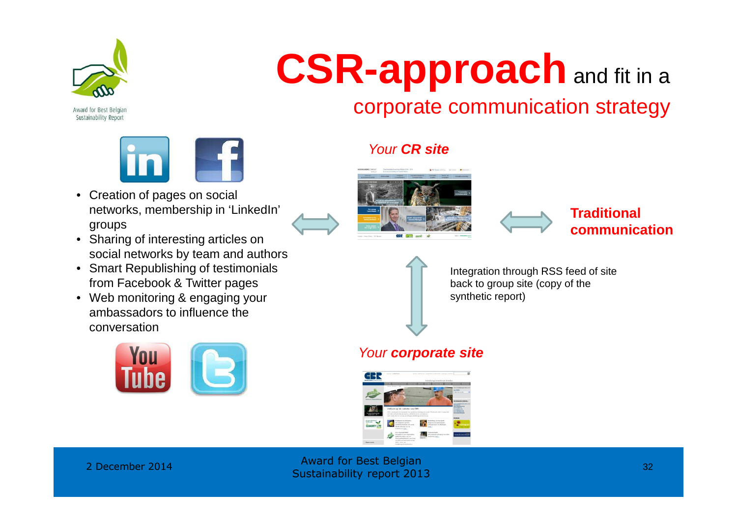# CSR-approach and fit in a corporate communication strategy

- Creation of pages on social networks, membership in 'LinkedIn' groups
- Sharing of interesting articles on social networks by team and authors
- Smart Republishing of testimonials from Facebook & Twitter pages
- Web monitoring & engaging your ambassadors to influence the conversation

*Your **CR site***

**Traditional communication**

Integration through RSS feed of site back to group site (copy of the synthetic report)

*Your **corporate site***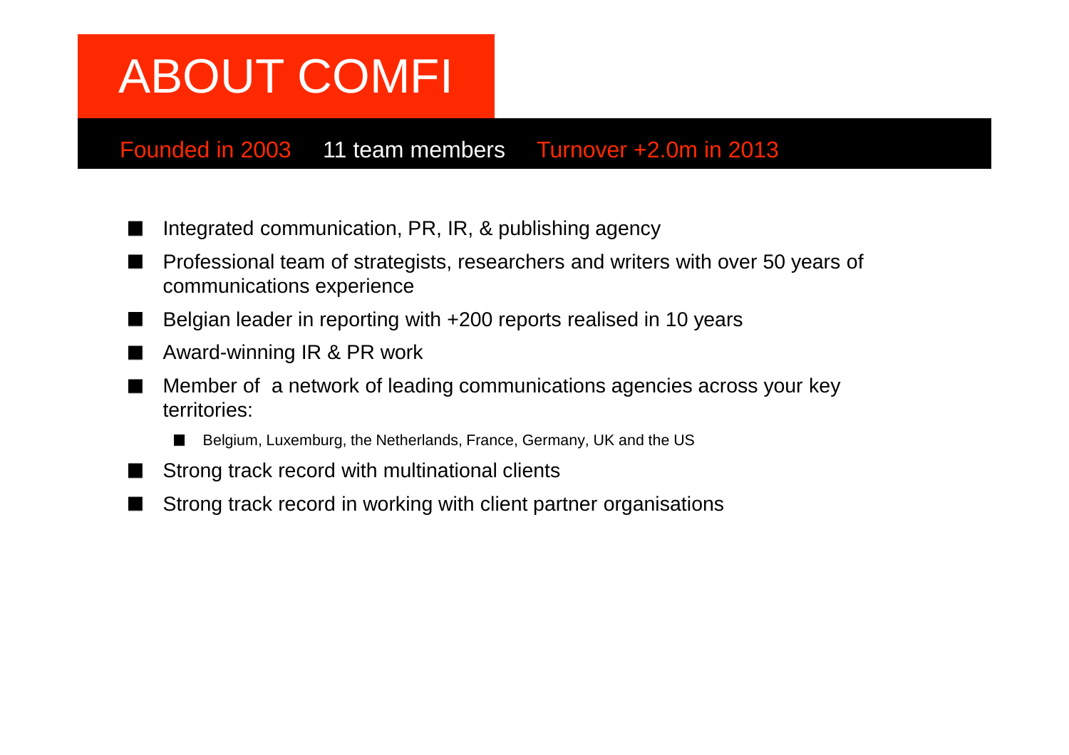# ABOUT COMFI

Founded in 2003 11 team members Turnover +2.0m in 2013

- Integrated communication, PR, IR, & publishing agency
- Professional team of strategists, researchers and writers with over 50 years of communications experience
- Belgian leader in reporting with +200 reports realised in 10 years
- Award-winning IR & PR work
- Member of a network of leading communications agencies across your key territories:
  - Belgium, Luxemburg, the Netherlands, France, Germany, UK and the US
- Strong track record with multinational clients
- Strong track record in working with client partner organisations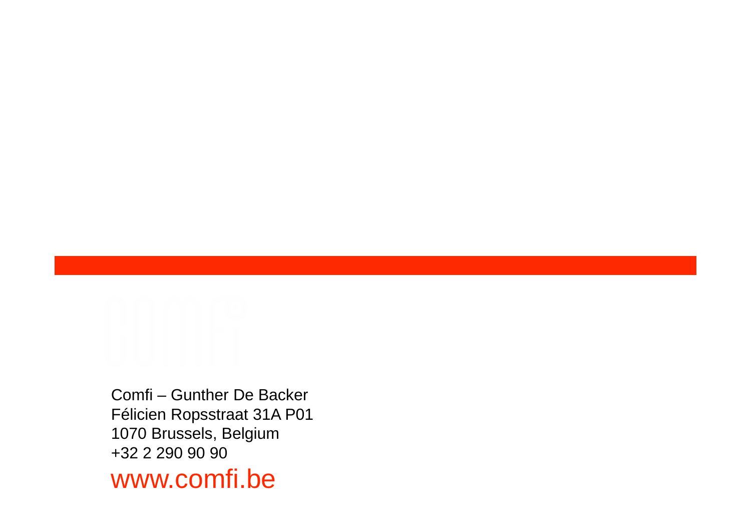Comfi – Gunther De Backer
Félicien Ropsstraat 31A P01
1070 Brussels, Belgium
+32 2 290 90 90

www.comfi.be